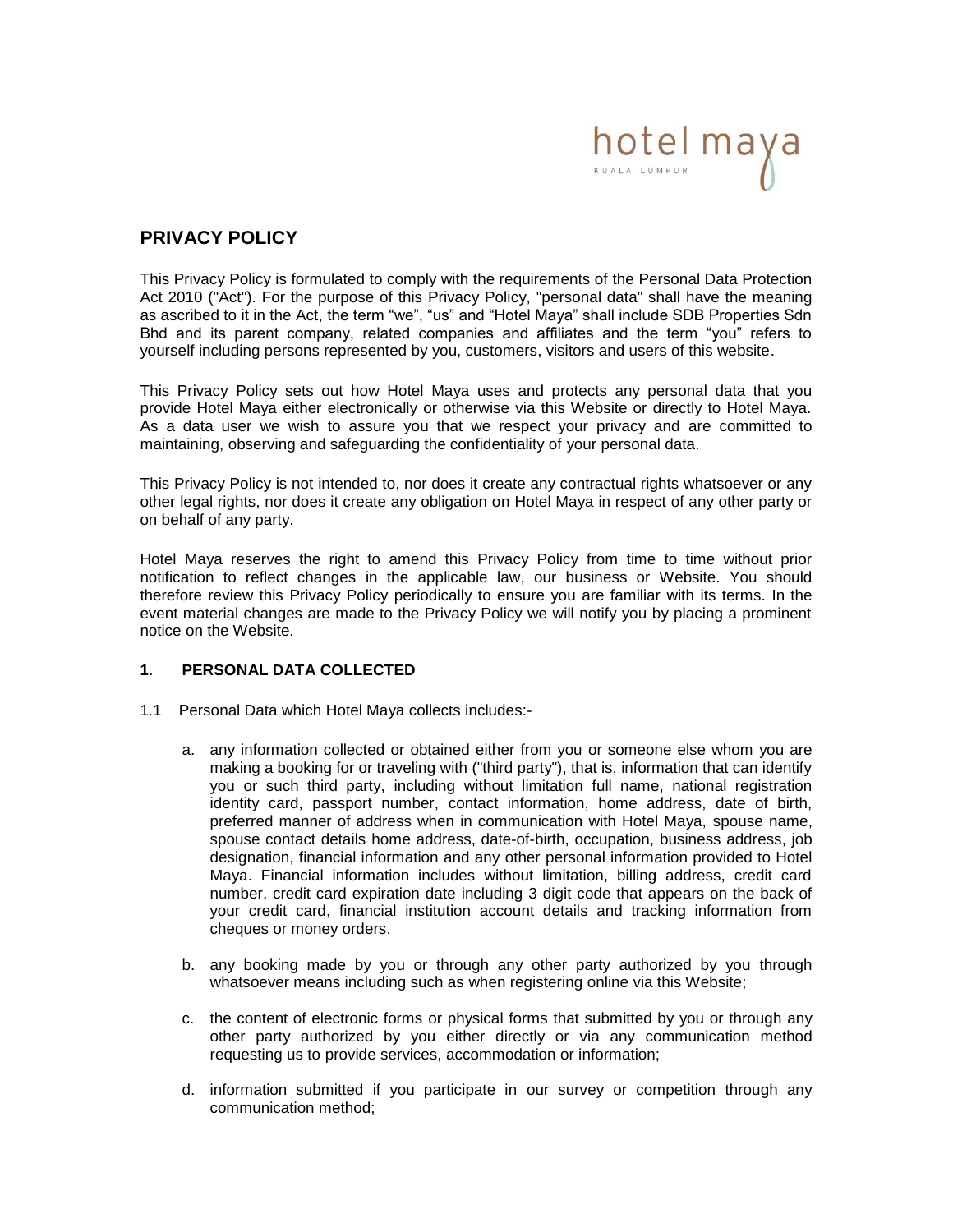hotel maya
KUALA LUMPUR

## PRIVACY POLICY

This Privacy Policy is formulated to comply with the requirements of the Personal Data Protection Act 2010 ("Act"). For the purpose of this Privacy Policy, "personal data" shall have the meaning as ascribed to it in the Act, the term "we", "us" and "Hotel Maya" shall include SDB Properties Sdn Bhd and its parent company, related companies and affiliates and the term "you" refers to yourself including persons represented by you, customers, visitors and users of this website.

This Privacy Policy sets out how Hotel Maya uses and protects any personal data that you provide Hotel Maya either electronically or otherwise via this Website or directly to Hotel Maya. As a data user we wish to assure you that we respect your privacy and are committed to maintaining, observing and safeguarding the confidentiality of your personal data.

This Privacy Policy is not intended to, nor does it create any contractual rights whatsoever or any other legal rights, nor does it create any obligation on Hotel Maya in respect of any other party or on behalf of any party.

Hotel Maya reserves the right to amend this Privacy Policy from time to time without prior notification to reflect changes in the applicable law, our business or Website. You should therefore review this Privacy Policy periodically to ensure you are familiar with its terms. In the event material changes are made to the Privacy Policy we will notify you by placing a prominent notice on the Website.

### 1. PERSONAL DATA COLLECTED

1.1 Personal Data which Hotel Maya collects includes:-

a. any information collected or obtained either from you or someone else whom you are making a booking for or traveling with ("third party"), that is, information that can identify you or such third party, including without limitation full name, national registration identity card, passport number, contact information, home address, date of birth, preferred manner of address when in communication with Hotel Maya, spouse name, spouse contact details home address, date-of-birth, occupation, business address, job designation, financial information and any other personal information provided to Hotel Maya. Financial information includes without limitation, billing address, credit card number, credit card expiration date including 3 digit code that appears on the back of your credit card, financial institution account details and tracking information from cheques or money orders.

b. any booking made by you or through any other party authorized by you through whatsoever means including such as when registering online via this Website;

c. the content of electronic forms or physical forms that submitted by you or through any other party authorized by you either directly or via any communication method requesting us to provide services, accommodation or information;

d. information submitted if you participate in our survey or competition through any communication method;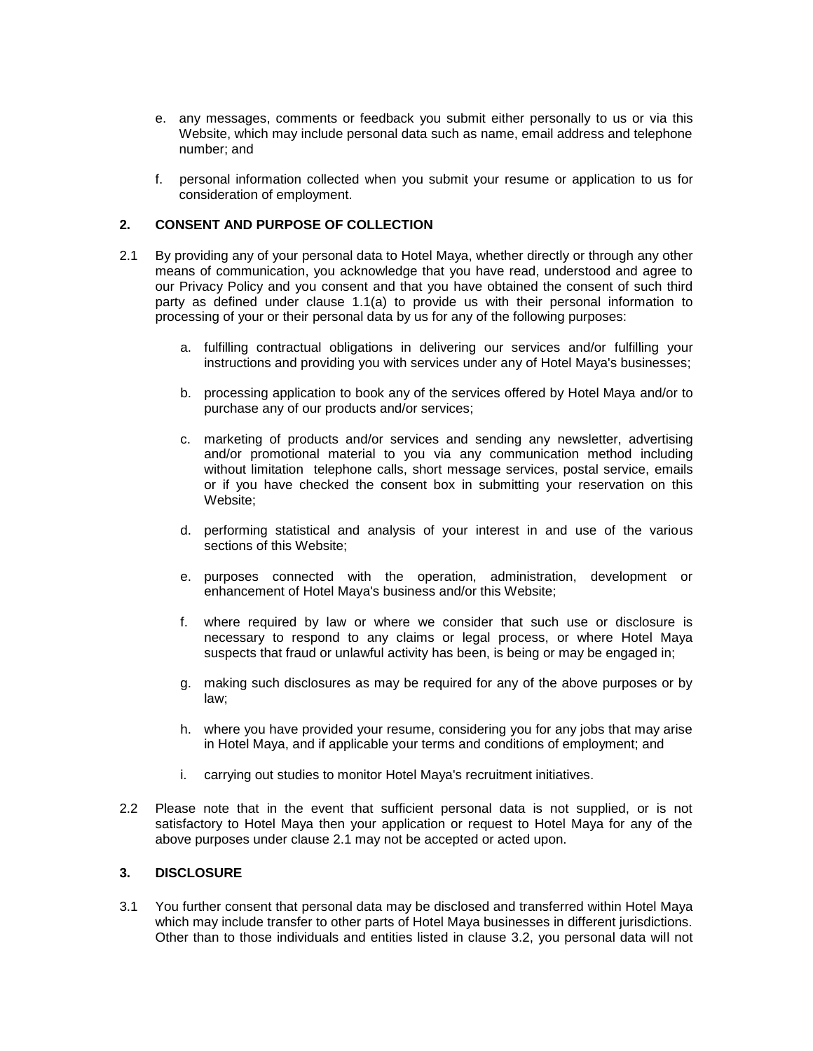e. any messages, comments or feedback you submit either personally to us or via this Website, which may include personal data such as name, email address and telephone number; and

f. personal information collected when you submit your resume or application to us for consideration of employment.

## 2. CONSENT AND PURPOSE OF COLLECTION

2.1 By providing any of your personal data to Hotel Maya, whether directly or through any other means of communication, you acknowledge that you have read, understood and agree to our Privacy Policy and you consent and that you have obtained the consent of such third party as defined under clause 1.1(a) to provide us with their personal information to processing of your or their personal data by us for any of the following purposes:

a. fulfilling contractual obligations in delivering our services and/or fulfilling your instructions and providing you with services under any of Hotel Maya's businesses;

b. processing application to book any of the services offered by Hotel Maya and/or to purchase any of our products and/or services;

c. marketing of products and/or services and sending any newsletter, advertising and/or promotional material to you via any communication method including without limitation telephone calls, short message services, postal service, emails or if you have checked the consent box in submitting your reservation on this Website;

d. performing statistical and analysis of your interest in and use of the various sections of this Website;

e. purposes connected with the operation, administration, development or enhancement of Hotel Maya's business and/or this Website;

f. where required by law or where we consider that such use or disclosure is necessary to respond to any claims or legal process, or where Hotel Maya suspects that fraud or unlawful activity has been, is being or may be engaged in;

g. making such disclosures as may be required for any of the above purposes or by law;

h. where you have provided your resume, considering you for any jobs that may arise in Hotel Maya, and if applicable your terms and conditions of employment; and

i. carrying out studies to monitor Hotel Maya's recruitment initiatives.

2.2 Please note that in the event that sufficient personal data is not supplied, or is not satisfactory to Hotel Maya then your application or request to Hotel Maya for any of the above purposes under clause 2.1 may not be accepted or acted upon.

## 3. DISCLOSURE

3.1 You further consent that personal data may be disclosed and transferred within Hotel Maya which may include transfer to other parts of Hotel Maya businesses in different jurisdictions. Other than to those individuals and entities listed in clause 3.2, you personal data will not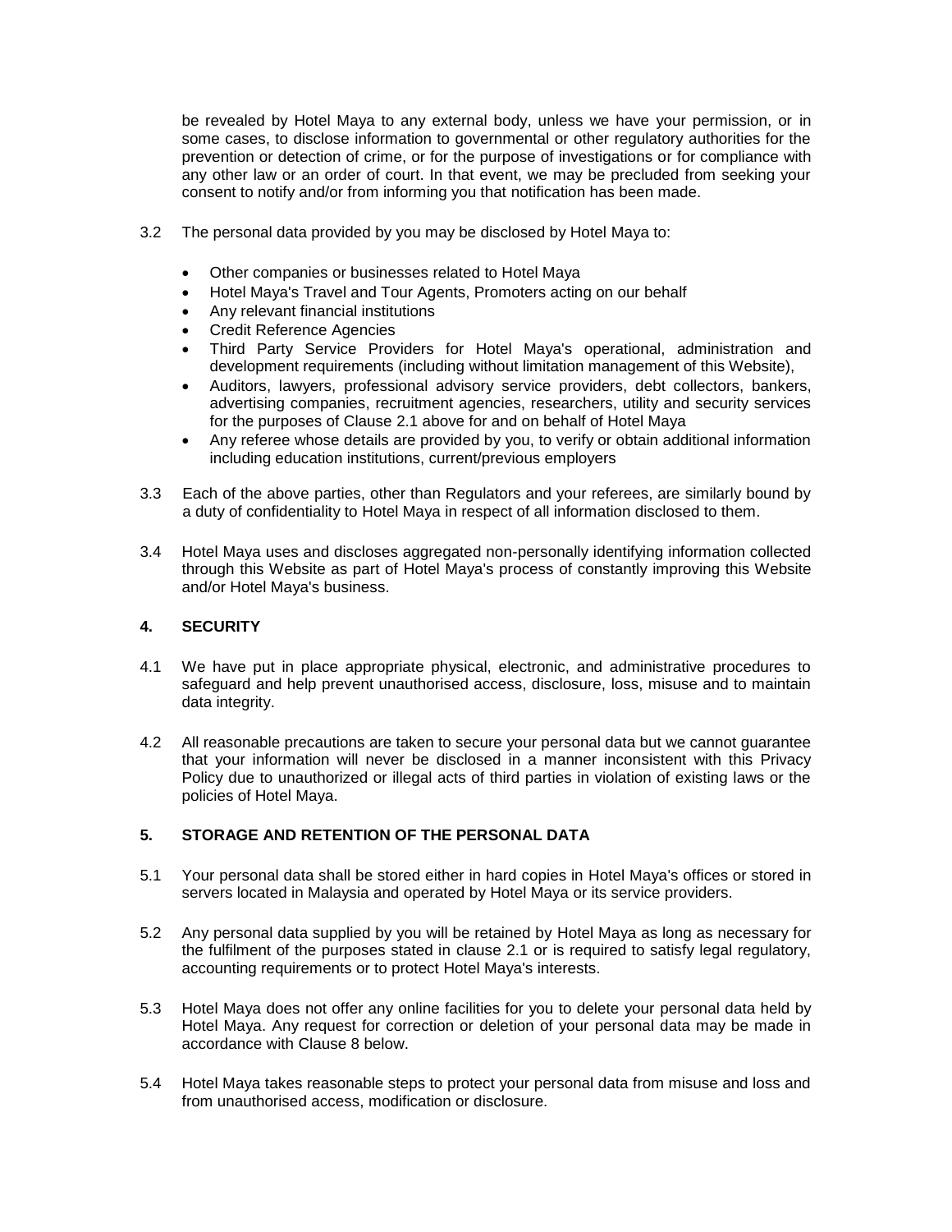be revealed by Hotel Maya to any external body, unless we have your permission, or in some cases, to disclose information to governmental or other regulatory authorities for the prevention or detection of crime, or for the purpose of investigations or for compliance with any other law or an order of court. In that event, we may be precluded from seeking your consent to notify and/or from informing you that notification has been made.

3.2 The personal data provided by you may be disclosed by Hotel Maya to:

- Other companies or businesses related to Hotel Maya
- Hotel Maya's Travel and Tour Agents, Promoters acting on our behalf
- Any relevant financial institutions
- Credit Reference Agencies
- Third Party Service Providers for Hotel Maya's operational, administration and development requirements (including without limitation management of this Website),
- Auditors, lawyers, professional advisory service providers, debt collectors, bankers, advertising companies, recruitment agencies, researchers, utility and security services for the purposes of Clause 2.1 above for and on behalf of Hotel Maya
- Any referee whose details are provided by you, to verify or obtain additional information including education institutions, current/previous employers

3.3 Each of the above parties, other than Regulators and your referees, are similarly bound by a duty of confidentiality to Hotel Maya in respect of all information disclosed to them.

3.4 Hotel Maya uses and discloses aggregated non-personally identifying information collected through this Website as part of Hotel Maya's process of constantly improving this Website and/or Hotel Maya's business.

## 4. SECURITY

4.1 We have put in place appropriate physical, electronic, and administrative procedures to safeguard and help prevent unauthorised access, disclosure, loss, misuse and to maintain data integrity.

4.2 All reasonable precautions are taken to secure your personal data but we cannot guarantee that your information will never be disclosed in a manner inconsistent with this Privacy Policy due to unauthorized or illegal acts of third parties in violation of existing laws or the policies of Hotel Maya.

## 5. STORAGE AND RETENTION OF THE PERSONAL DATA

5.1 Your personal data shall be stored either in hard copies in Hotel Maya's offices or stored in servers located in Malaysia and operated by Hotel Maya or its service providers.

5.2 Any personal data supplied by you will be retained by Hotel Maya as long as necessary for the fulfilment of the purposes stated in clause 2.1 or is required to satisfy legal regulatory, accounting requirements or to protect Hotel Maya's interests.

5.3 Hotel Maya does not offer any online facilities for you to delete your personal data held by Hotel Maya. Any request for correction or deletion of your personal data may be made in accordance with Clause 8 below.

5.4 Hotel Maya takes reasonable steps to protect your personal data from misuse and loss and from unauthorised access, modification or disclosure.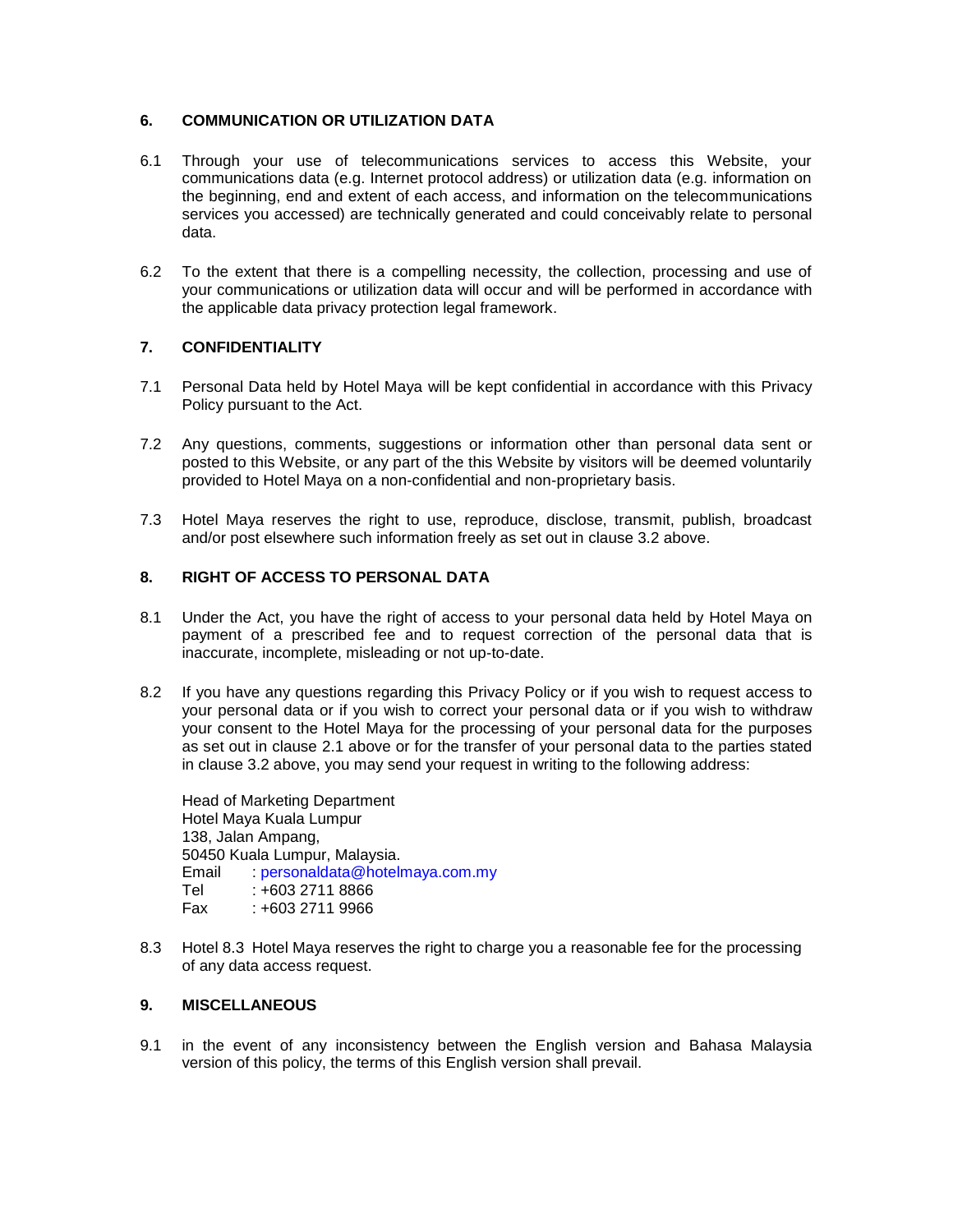## 6. COMMUNICATION OR UTILIZATION DATA

6.1 Through your use of telecommunications services to access this Website, your communications data (e.g. Internet protocol address) or utilization data (e.g. information on the beginning, end and extent of each access, and information on the telecommunications services you accessed) are technically generated and could conceivably relate to personal data.

6.2 To the extent that there is a compelling necessity, the collection, processing and use of your communications or utilization data will occur and will be performed in accordance with the applicable data privacy protection legal framework.

## 7. CONFIDENTIALITY

7.1 Personal Data held by Hotel Maya will be kept confidential in accordance with this Privacy Policy pursuant to the Act.

7.2 Any questions, comments, suggestions or information other than personal data sent or posted to this Website, or any part of the this Website by visitors will be deemed voluntarily provided to Hotel Maya on a non-confidential and non-proprietary basis.

7.3 Hotel Maya reserves the right to use, reproduce, disclose, transmit, publish, broadcast and/or post elsewhere such information freely as set out in clause 3.2 above.

## 8. RIGHT OF ACCESS TO PERSONAL DATA

8.1 Under the Act, you have the right of access to your personal data held by Hotel Maya on payment of a prescribed fee and to request correction of the personal data that is inaccurate, incomplete, misleading or not up-to-date.

8.2 If you have any questions regarding this Privacy Policy or if you wish to request access to your personal data or if you wish to correct your personal data or if you wish to withdraw your consent to the Hotel Maya for the processing of your personal data for the purposes as set out in clause 2.1 above or for the transfer of your personal data to the parties stated in clause 3.2 above, you may send your request in writing to the following address:

Head of Marketing Department
Hotel Maya Kuala Lumpur
138, Jalan Ampang,
50450 Kuala Lumpur, Malaysia.
Email : personaldata@hotelmaya.com.my
Tel : +603 2711 8866
Fax : +603 2711 9966

8.3 Hotel 8.3 Hotel Maya reserves the right to charge you a reasonable fee for the processing of any data access request.

## 9. MISCELLANEOUS

9.1 in the event of any inconsistency between the English version and Bahasa Malaysia version of this policy, the terms of this English version shall prevail.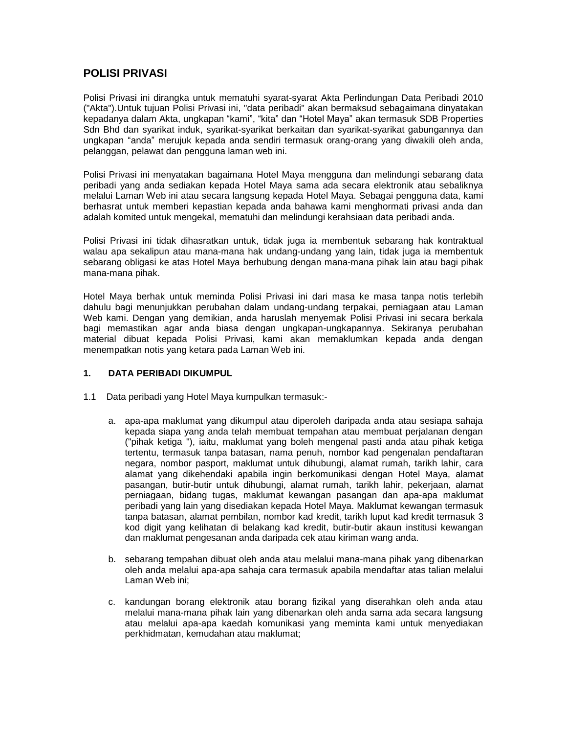# POLISI PRIVASI

Polisi Privasi ini dirangka untuk mematuhi syarat-syarat Akta Perlindungan Data Peribadi 2010 ("Akta").Untuk tujuan Polisi Privasi ini, "data peribadi" akan bermaksud sebagaimana dinyatakan kepadanya dalam Akta, ungkapan “kami”, “kita” dan “Hotel Maya” akan termasuk SDB Properties Sdn Bhd dan syarikat induk, syarikat-syarikat berkaitan dan syarikat-syarikat gabungannya dan ungkapan “anda” merujuk kepada anda sendiri termasuk orang-orang yang diwakili oleh anda, pelanggan, pelawat dan pengguna laman web ini.

Polisi Privasi ini menyatakan bagaimana Hotel Maya mengguna dan melindungi sebarang data peribadi yang anda sediakan kepada Hotel Maya sama ada secara elektronik atau sebaliknya melalui Laman Web ini atau secara langsung kepada Hotel Maya. Sebagai pengguna data, kami berhasrat untuk memberi kepastian kepada anda bahawa kami menghormati privasi anda dan adalah komited untuk mengekal, mematuhi dan melindungi kerahsiaan data peribadi anda.

Polisi Privasi ini tidak dihasratkan untuk, tidak juga ia membentuk sebarang hak kontraktual walau apa sekalipun atau mana-mana hak undang-undang yang lain, tidak juga ia membentuk sebarang obligasi ke atas Hotel Maya berhubung dengan mana-mana pihak lain atau bagi pihak mana-mana pihak.

Hotel Maya berhak untuk meminda Polisi Privasi ini dari masa ke masa tanpa notis terlebih dahulu bagi menunjukkan perubahan dalam undang-undang terpakai, perniagaan atau Laman Web kami. Dengan yang demikian, anda haruslah menyemak Polisi Privasi ini secara berkala bagi memastikan agar anda biasa dengan ungkapan-ungkapannya. Sekiranya perubahan material dibuat kepada Polisi Privasi, kami akan memaklumkan kepada anda dengan menempatkan notis yang ketara pada Laman Web ini.

## 1. DATA PERIBADI DIKUMPUL

1.1 Data peribadi yang Hotel Maya kumpulkan termasuk:-

a. apa-apa maklumat yang dikumpul atau diperoleh daripada anda atau sesiapa sahaja kepada siapa yang anda telah membuat tempahan atau membuat perjalanan dengan ("pihak ketiga "), iaitu, maklumat yang boleh mengenal pasti anda atau pihak ketiga tertentu, termasuk tanpa batasan, nama penuh, nombor kad pengenalan pendaftaran negara, nombor pasport, maklumat untuk dihubungi, alamat rumah, tarikh lahir, cara alamat yang dikehendaki apabila ingin berkomunikasi dengan Hotel Maya, alamat pasangan, butir-butir untuk dihubungi, alamat rumah, tarikh lahir, pekerjaan, alamat perniagaan, bidang tugas, maklumat kewangan pasangan dan apa-apa maklumat peribadi yang lain yang disediakan kepada Hotel Maya. Maklumat kewangan termasuk tanpa batasan, alamat pembilan, nombor kad kredit, tarikh luput kad kredit termasuk 3 kod digit yang kelihatan di belakang kad kredit, butir-butir akaun institusi kewangan dan maklumat pengesanan anda daripada cek atau kiriman wang anda.

b. sebarang tempahan dibuat oleh anda atau melalui mana-mana pihak yang dibenarkan oleh anda melalui apa-apa sahaja cara termasuk apabila mendaftar atas talian melalui Laman Web ini;

c. kandungan borang elektronik atau borang fizikal yang diserahkan oleh anda atau melalui mana-mana pihak lain yang dibenarkan oleh anda sama ada secara langsung atau melalui apa-apa kaedah komunikasi yang meminta kami untuk menyediakan perkhidmatan, kemudahan atau maklumat;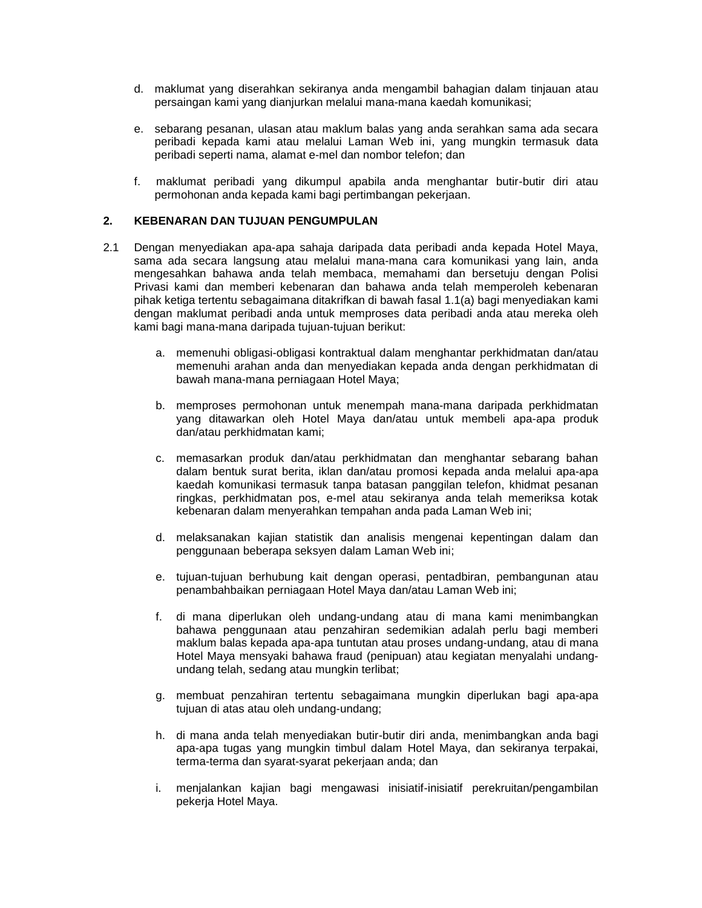d. maklumat yang diserahkan sekiranya anda mengambil bahagian dalam tinjauan atau persaingan kami yang dianjurkan melalui mana-mana kaedah komunikasi;

e. sebarang pesanan, ulasan atau maklum balas yang anda serahkan sama ada secara peribadi kepada kami atau melalui Laman Web ini, yang mungkin termasuk data peribadi seperti nama, alamat e-mel dan nombor telefon; dan

f. maklumat peribadi yang dikumpul apabila anda menghantar butir-butir diri atau permohonan anda kepada kami bagi pertimbangan pekerjaan.

## 2. KEBENARAN DAN TUJUAN PENGUMPULAN

2.1 Dengan menyediakan apa-apa sahaja daripada data peribadi anda kepada Hotel Maya, sama ada secara langsung atau melalui mana-mana cara komunikasi yang lain, anda mengesahkan bahawa anda telah membaca, memahami dan bersetuju dengan Polisi Privasi kami dan memberi kebenaran dan bahawa anda telah memperoleh kebenaran pihak ketiga tertentu sebagaimana ditakrifkan di bawah fasal 1.1(a) bagi menyediakan kami dengan maklumat peribadi anda untuk memproses data peribadi anda atau mereka oleh kami bagi mana-mana daripada tujuan-tujuan berikut:

a. memenuhi obligasi-obligasi kontraktual dalam menghantar perkhidmatan dan/atau memenuhi arahan anda dan menyediakan kepada anda dengan perkhidmatan di bawah mana-mana perniagaan Hotel Maya;

b. memproses permohonan untuk menempah mana-mana daripada perkhidmatan yang ditawarkan oleh Hotel Maya dan/atau untuk membeli apa-apa produk dan/atau perkhidmatan kami;

c. memasarkan produk dan/atau perkhidmatan dan menghantar sebarang bahan dalam bentuk surat berita, iklan dan/atau promosi kepada anda melalui apa-apa kaedah komunikasi termasuk tanpa batasan panggilan telefon, khidmat pesanan ringkas, perkhidmatan pos, e-mel atau sekiranya anda telah memeriksa kotak kebenaran dalam menyerahkan tempahan anda pada Laman Web ini;

d. melaksanakan kajian statistik dan analisis mengenai kepentingan dalam dan penggunaan beberapa seksyen dalam Laman Web ini;

e. tujuan-tujuan berhubung kait dengan operasi, pentadbiran, pembangunan atau penambahbaikan perniagaan Hotel Maya dan/atau Laman Web ini;

f. di mana diperlukan oleh undang-undang atau di mana kami menimbangkan bahawa penggunaan atau penzahiran sedemikian adalah perlu bagi memberi maklum balas kepada apa-apa tuntutan atau proses undang-undang, atau di mana Hotel Maya mensyaki bahawa fraud (penipuan) atau kegiatan menyalahi undang-undang telah, sedang atau mungkin terlibat;

g. membuat penzahiran tertentu sebagaimana mungkin diperlukan bagi apa-apa tujuan di atas atau oleh undang-undang;

h. di mana anda telah menyediakan butir-butir diri anda, menimbangkan anda bagi apa-apa tugas yang mungkin timbul dalam Hotel Maya, dan sekiranya terpakai, terma-terma dan syarat-syarat pekerjaan anda; dan

i. menjalankan kajian bagi mengawasi inisiatif-inisiatif perekruitan/pengambilan pekerja Hotel Maya.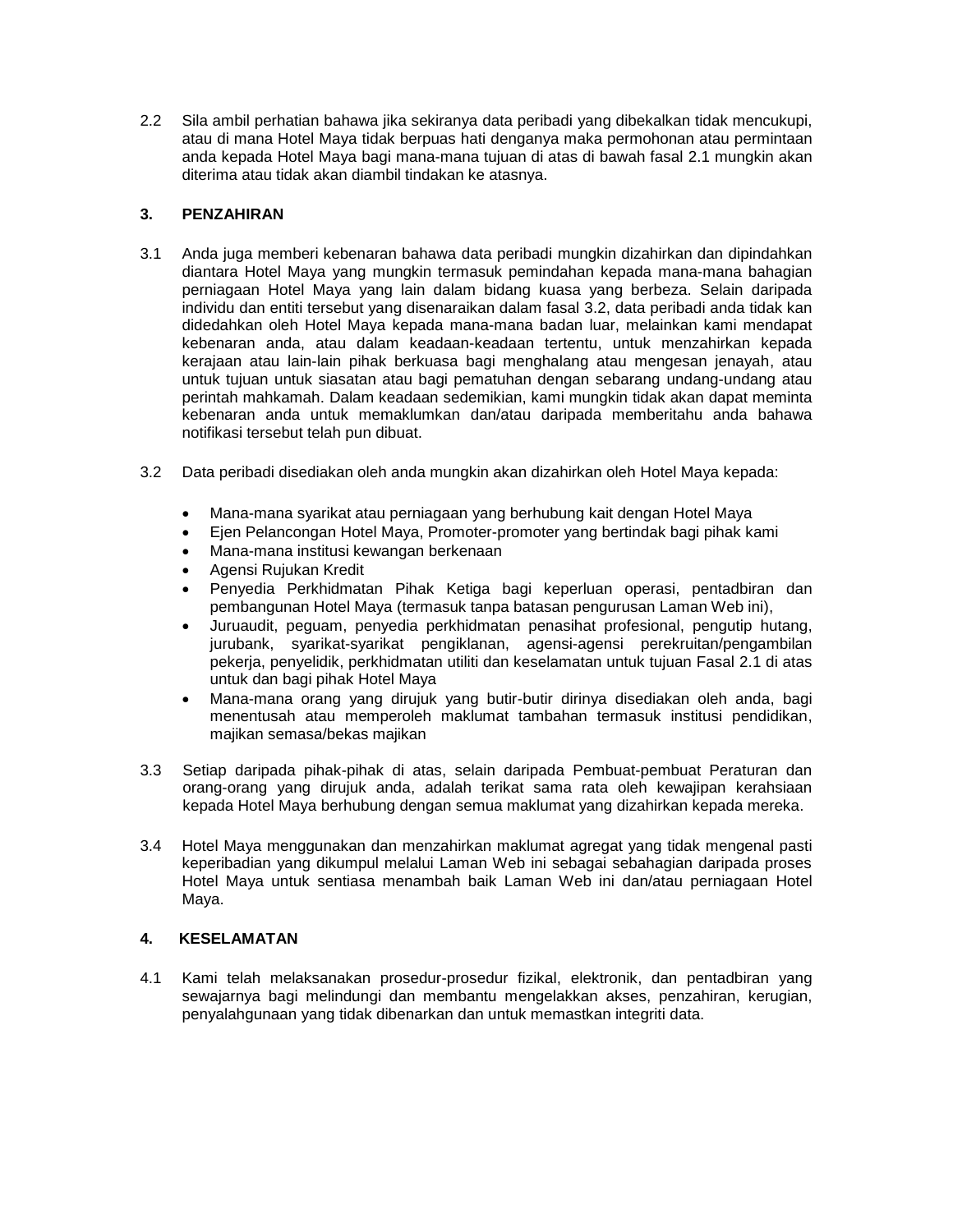2.2 Sila ambil perhatian bahawa jika sekiranya data peribadi yang dibekalkan tidak mencukupi, atau di mana Hotel Maya tidak berpuas hati denganya maka permohonan atau permintaan anda kepada Hotel Maya bagi mana-mana tujuan di atas di bawah fasal 2.1 mungkin akan diterima atau tidak akan diambil tindakan ke atasnya.

## 3. PENZAHIRAN

3.1 Anda juga memberi kebenaran bahawa data peribadi mungkin dizahirkan dan dipindahkan diantara Hotel Maya yang mungkin termasuk pemindahan kepada mana-mana bahagian perniagaan Hotel Maya yang lain dalam bidang kuasa yang berbeza. Selain daripada individu dan entiti tersebut yang disenaraikan dalam fasal 3.2, data peribadi anda tidak kan didedahkan oleh Hotel Maya kepada mana-mana badan luar, melainkan kami mendapat kebenaran anda, atau dalam keadaan-keadaan tertentu, untuk menzahirkan kepada kerajaan atau lain-lain pihak berkuasa bagi menghalang atau mengesan jenayah, atau untuk tujuan untuk siasatan atau bagi pematuhan dengan sebarang undang-undang atau perintah mahkamah. Dalam keadaan sedemikian, kami mungkin tidak akan dapat meminta kebenaran anda untuk memaklumkan dan/atau daripada memberitahu anda bahawa notifikasi tersebut telah pun dibuat.

3.2 Data peribadi disediakan oleh anda mungkin akan dizahirkan oleh Hotel Maya kepada:

- Mana-mana syarikat atau perniagaan yang berhubung kait dengan Hotel Maya
- Ejen Pelancongan Hotel Maya, Promoter-promoter yang bertindak bagi pihak kami
- Mana-mana institusi kewangan berkenaan
- Agensi Rujukan Kredit
- Penyedia Perkhidmatan Pihak Ketiga bagi keperluan operasi, pentadbiran dan pembangunan Hotel Maya (termasuk tanpa batasan pengurusan Laman Web ini),
- Juruaudit, peguam, penyedia perkhidmatan penasihat profesional, pengutip hutang, jurubank, syarikat-syarikat pengiklanan, agensi-agensi perekruitan/pengambilan pekerja, penyelidik, perkhidmatan utiliti dan keselamatan untuk tujuan Fasal 2.1 di atas untuk dan bagi pihak Hotel Maya
- Mana-mana orang yang dirujuk yang butir-butir dirinya disediakan oleh anda, bagi menentusah atau memperoleh maklumat tambahan termasuk institusi pendidikan, majikan semasa/bekas majikan

3.3 Setiap daripada pihak-pihak di atas, selain daripada Pembuat-pembuat Peraturan dan orang-orang yang dirujuk anda, adalah terikat sama rata oleh kewajipan kerahsiaan kepada Hotel Maya berhubung dengan semua maklumat yang dizahirkan kepada mereka.

3.4 Hotel Maya menggunakan dan menzahirkan maklumat agregat yang tidak mengenal pasti keperibadian yang dikumpul melalui Laman Web ini sebagai sebahagian daripada proses Hotel Maya untuk sentiasa menambah baik Laman Web ini dan/atau perniagaan Hotel Maya.

## 4. KESELAMATAN

4.1 Kami telah melaksanakan prosedur-prosedur fizikal, elektronik, dan pentadbiran yang sewajarnya bagi melindungi dan membantu mengelakkan akses, penzahiran, kerugian, penyalahgunaan yang tidak dibenarkan dan untuk memastkan integriti data.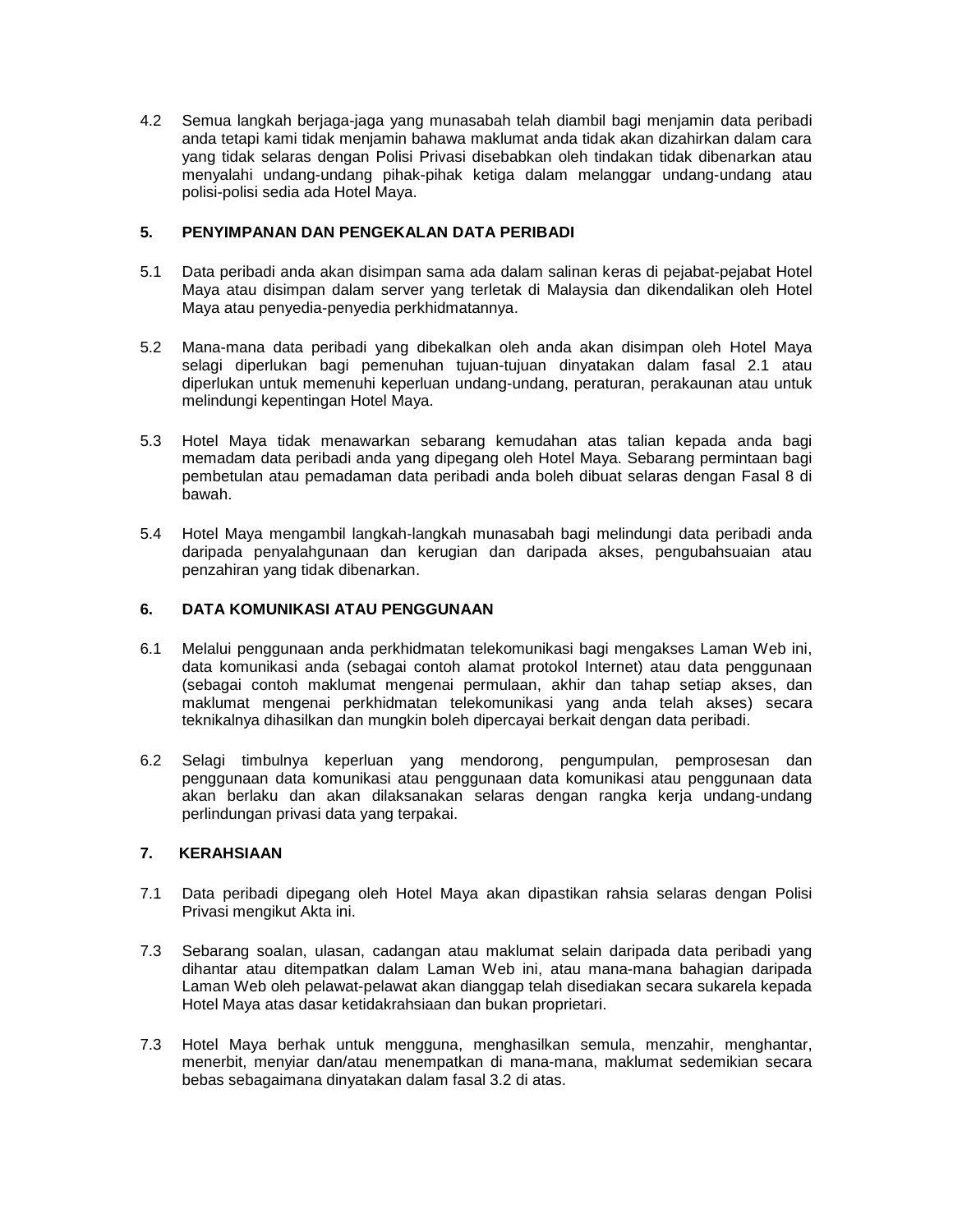4.2 Semua langkah berjaga-jaga yang munasabah telah diambil bagi menjamin data peribadi anda tetapi kami tidak menjamin bahawa maklumat anda tidak akan dizahirkan dalam cara yang tidak selaras dengan Polisi Privasi disebabkan oleh tindakan tidak dibenarkan atau menyalahi undang-undang pihak-pihak ketiga dalam melanggar undang-undang atau polisi-polisi sedia ada Hotel Maya.

## 5. PENYIMPANAN DAN PENGEKALAN DATA PERIBADI

5.1 Data peribadi anda akan disimpan sama ada dalam salinan keras di pejabat-pejabat Hotel Maya atau disimpan dalam server yang terletak di Malaysia dan dikendalikan oleh Hotel Maya atau penyedia-penyedia perkhidmatannya.

5.2 Mana-mana data peribadi yang dibekalkan oleh anda akan disimpan oleh Hotel Maya selagi diperlukan bagi pemenuhan tujuan-tujuan dinyatakan dalam fasal 2.1 atau diperlukan untuk memenuhi keperluan undang-undang, peraturan, perakaunan atau untuk melindungi kepentingan Hotel Maya.

5.3 Hotel Maya tidak menawarkan sebarang kemudahan atas talian kepada anda bagi memadam data peribadi anda yang dipegang oleh Hotel Maya. Sebarang permintaan bagi pembetulan atau pemadaman data peribadi anda boleh dibuat selaras dengan Fasal 8 di bawah.

5.4 Hotel Maya mengambil langkah-langkah munasabah bagi melindungi data peribadi anda daripada penyalahgunaan dan kerugian dan daripada akses, pengubahsuaian atau penzahiran yang tidak dibenarkan.

## 6. DATA KOMUNIKASI ATAU PENGGUNAAN

6.1 Melalui penggunaan anda perkhidmatan telekomunikasi bagi mengakses Laman Web ini, data komunikasi anda (sebagai contoh alamat protokol Internet) atau data penggunaan (sebagai contoh maklumat mengenai permulaan, akhir dan tahap setiap akses, dan maklumat mengenai perkhidmatan telekomunikasi yang anda telah akses) secara teknikalnya dihasilkan dan mungkin boleh dipercayai berkait dengan data peribadi.

6.2 Selagi timbulnya keperluan yang mendorong, pengumpulan, pemprosesan dan penggunaan data komunikasi atau penggunaan data komunikasi atau penggunaan data akan berlaku dan akan dilaksanakan selaras dengan rangka kerja undang-undang perlindungan privasi data yang terpakai.

## 7. KERAHSIAAN

7.1 Data peribadi dipegang oleh Hotel Maya akan dipastikan rahsia selaras dengan Polisi Privasi mengikut Akta ini.

7.3 Sebarang soalan, ulasan, cadangan atau maklumat selain daripada data peribadi yang dihantar atau ditempatkan dalam Laman Web ini, atau mana-mana bahagian daripada Laman Web oleh pelawat-pelawat akan dianggap telah disediakan secara sukarela kepada Hotel Maya atas dasar ketidakrahsiaan dan bukan proprietari.

7.3 Hotel Maya berhak untuk mengguna, menghasilkan semula, menzahir, menghantar, menerbit, menyiar dan/atau menempatkan di mana-mana, maklumat sedemikian secara bebas sebagaimana dinyatakan dalam fasal 3.2 di atas.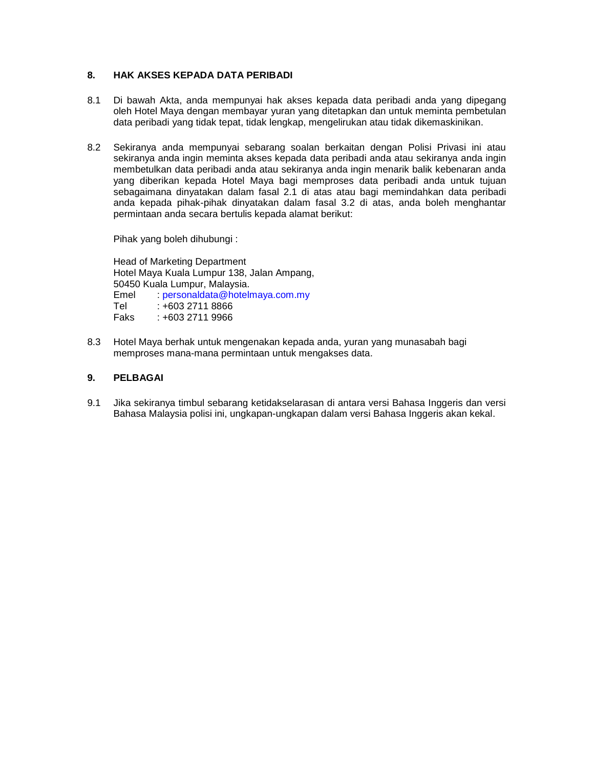## 8. HAK AKSES KEPADA DATA PERIBADI

8.1 Di bawah Akta, anda mempunyai hak akses kepada data peribadi anda yang dipegang oleh Hotel Maya dengan membayar yuran yang ditetapkan dan untuk meminta pembetulan data peribadi yang tidak tepat, tidak lengkap, mengelirukan atau tidak dikemaskinikan.

8.2 Sekiranya anda mempunyai sebarang soalan berkaitan dengan Polisi Privasi ini atau sekiranya anda ingin meminta akses kepada data peribadi anda atau sekiranya anda ingin membetulkan data peribadi anda atau sekiranya anda ingin menarik balik kebenaran anda yang diberikan kepada Hotel Maya bagi memproses data peribadi anda untuk tujuan sebagaimana dinyatakan dalam fasal 2.1 di atas atau bagi memindahkan data peribadi anda kepada pihak-pihak dinyatakan dalam fasal 3.2 di atas, anda boleh menghantar permintaan anda secara bertulis kepada alamat berikut:

Pihak yang boleh dihubungi :

Head of Marketing Department
Hotel Maya Kuala Lumpur 138, Jalan Ampang,
50450 Kuala Lumpur, Malaysia.
Emel : personaldata@hotelmaya.com.my
Tel : +603 2711 8866
Faks : +603 2711 9966

8.3 Hotel Maya berhak untuk mengenakan kepada anda, yuran yang munasabah bagi memproses mana-mana permintaan untuk mengakses data.

## 9. PELBAGAI

9.1 Jika sekiranya timbul sebarang ketidakselarasan di antara versi Bahasa Inggeris dan versi Bahasa Malaysia polisi ini, ungkapan-ungkapan dalam versi Bahasa Inggeris akan kekal.